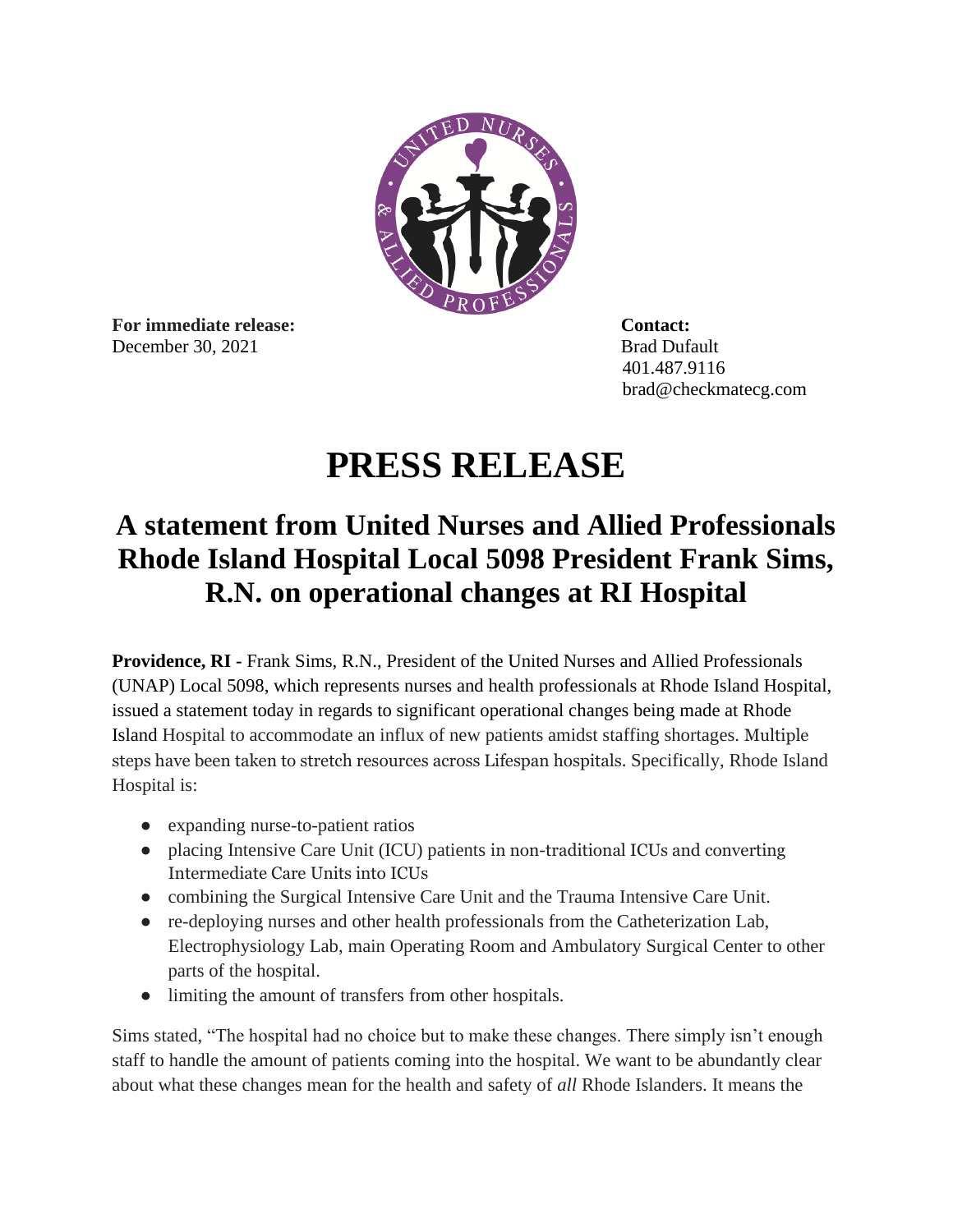**For immediate release:**
December 30, 2021

**Contact:**
Brad Dufault
401.487.9116
brad@checkmatecg.com

# PRESS RELEASE

## A statement from United Nurses and Allied Professionals Rhode Island Hospital Local 5098 President Frank Sims, R.N. on operational changes at RI Hospital

**Providence, RI -** Frank Sims, R.N., President of the United Nurses and Allied Professionals (UNAP) Local 5098, which represents nurses and health professionals at Rhode Island Hospital, issued a statement today in regards to significant operational changes being made at Rhode Island Hospital to accommodate an influx of new patients amidst staffing shortages. Multiple steps have been taken to stretch resources across Lifespan hospitals. Specifically, Rhode Island Hospital is:

- expanding nurse-to-patient ratios
- placing Intensive Care Unit (ICU) patients in non-traditional ICUs and converting Intermediate Care Units into ICUs
- combining the Surgical Intensive Care Unit and the Trauma Intensive Care Unit.
- re-deploying nurses and other health professionals from the Catheterization Lab, Electrophysiology Lab, main Operating Room and Ambulatory Surgical Center to other parts of the hospital.
- limiting the amount of transfers from other hospitals.

Sims stated, "The hospital had no choice but to make these changes. There simply isn't enough staff to handle the amount of patients coming into the hospital. We want to be abundantly clear about what these changes mean for the health and safety of *all* Rhode Islanders. It means the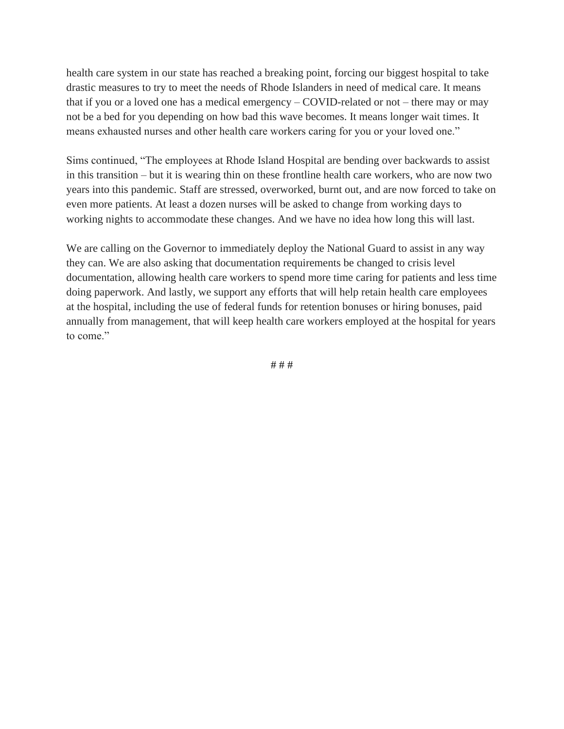health care system in our state has reached a breaking point, forcing our biggest hospital to take drastic measures to try to meet the needs of Rhode Islanders in need of medical care. It means that if you or a loved one has a medical emergency – COVID-related or not – there may or may not be a bed for you depending on how bad this wave becomes. It means longer wait times. It means exhausted nurses and other health care workers caring for you or your loved one."

Sims continued, "The employees at Rhode Island Hospital are bending over backwards to assist in this transition – but it is wearing thin on these frontline health care workers, who are now two years into this pandemic. Staff are stressed, overworked, burnt out, and are now forced to take on even more patients. At least a dozen nurses will be asked to change from working days to working nights to accommodate these changes. And we have no idea how long this will last.

We are calling on the Governor to immediately deploy the National Guard to assist in any way they can. We are also asking that documentation requirements be changed to crisis level documentation, allowing health care workers to spend more time caring for patients and less time doing paperwork. And lastly, we support any efforts that will help retain health care employees at the hospital, including the use of federal funds for retention bonuses or hiring bonuses, paid annually from management, that will keep health care workers employed at the hospital for years to come."

# # #